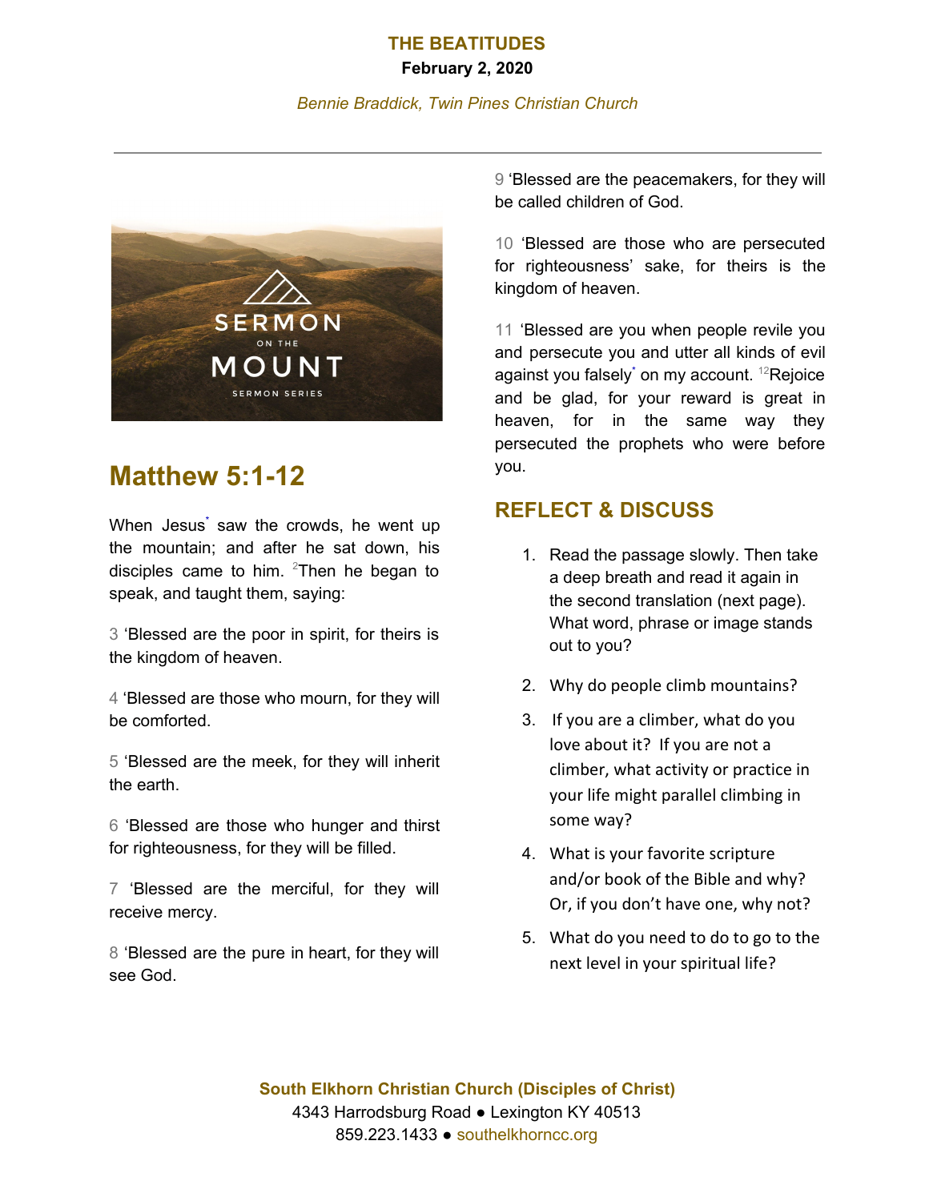# THE BEATITUDES

**February 2, 2020**

*Bennie Braddick, Twin Pines Christian Church*

---

## Matthew 5:1-12

When Jesus* saw the crowds, he went up the mountain; and after he sat down, his disciples came to him. [2]Then he began to speak, and taught them, saying:

3 'Blessed are the poor in spirit, for theirs is the kingdom of heaven.

4 'Blessed are those who mourn, for they will be comforted.

5 'Blessed are the meek, for they will inherit the earth.

6 'Blessed are those who hunger and thirst for righteousness, for they will be filled.

7 'Blessed are the merciful, for they will receive mercy.

8 'Blessed are the pure in heart, for they will see God.

9 'Blessed are the peacemakers, for they will be called children of God.

10 'Blessed are those who are persecuted for righteousness' sake, for theirs is the kingdom of heaven.

11 'Blessed are you when people revile you and persecute you and utter all kinds of evil against you falsely* on my account. [12]Rejoice and be glad, for your reward is great in heaven, for in the same way they persecuted the prophets who were before you.

## REFLECT & DISCUSS

1. Read the passage slowly. Then take a deep breath and read it again in the second translation (next page). What word, phrase or image stands out to you?
2. Why do people climb mountains?
3. If you are a climber, what do you love about it? If you are not a climber, what activity or practice in your life might parallel climbing in some way?
4. What is your favorite scripture and/or book of the Bible and why? Or, if you don't have one, why not?
5. What do you need to do to go to the next level in your spiritual life?

**South Elkhorn Christian Church (Disciples of Christ)**
4343 Harrodsburg Road ● Lexington KY 40513
859.223.1433 ● southelkhorncc.org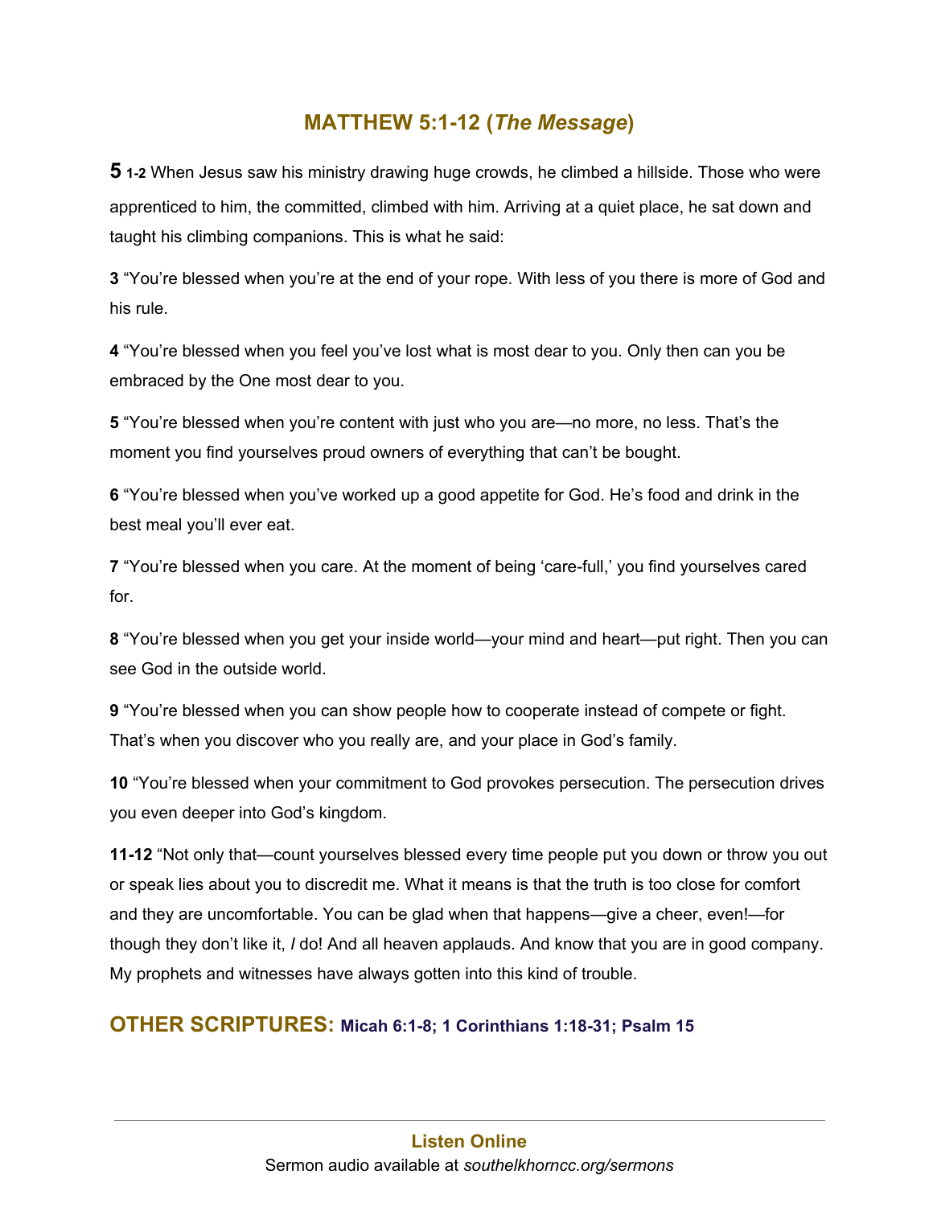## MATTHEW 5:1-12 (*The Message*)

**5** **1-2** When Jesus saw his ministry drawing huge crowds, he climbed a hillside. Those who were apprenticed to him, the committed, climbed with him. Arriving at a quiet place, he sat down and taught his climbing companions. This is what he said:

**3** "You're blessed when you're at the end of your rope. With less of you there is more of God and his rule.

**4** "You're blessed when you feel you've lost what is most dear to you. Only then can you be embraced by the One most dear to you.

**5** "You're blessed when you're content with just who you are—no more, no less. That's the moment you find yourselves proud owners of everything that can't be bought.

**6** "You're blessed when you've worked up a good appetite for God. He's food and drink in the best meal you'll ever eat.

**7** "You're blessed when you care. At the moment of being 'care-full,' you find yourselves cared for.

**8** "You're blessed when you get your inside world—your mind and heart—put right. Then you can see God in the outside world.

**9** "You're blessed when you can show people how to cooperate instead of compete or fight. That's when you discover who you really are, and your place in God's family.

**10** "You're blessed when your commitment to God provokes persecution. The persecution drives you even deeper into God's kingdom.

**11-12** "Not only that—count yourselves blessed every time people put you down or throw you out or speak lies about you to discredit me. What it means is that the truth is too close for comfort and they are uncomfortable. You can be glad when that happens—give a cheer, even!—for though they don't like it, *I* do! And all heaven applauds. And know that you are in good company. My prophets and witnesses have always gotten into this kind of trouble.

## OTHER SCRIPTURES: **Micah 6:1-8; 1 Corinthians 1:18-31; Psalm 15**

---

**Listen Online**

Sermon audio available at *southelkhorncc.org/sermons*